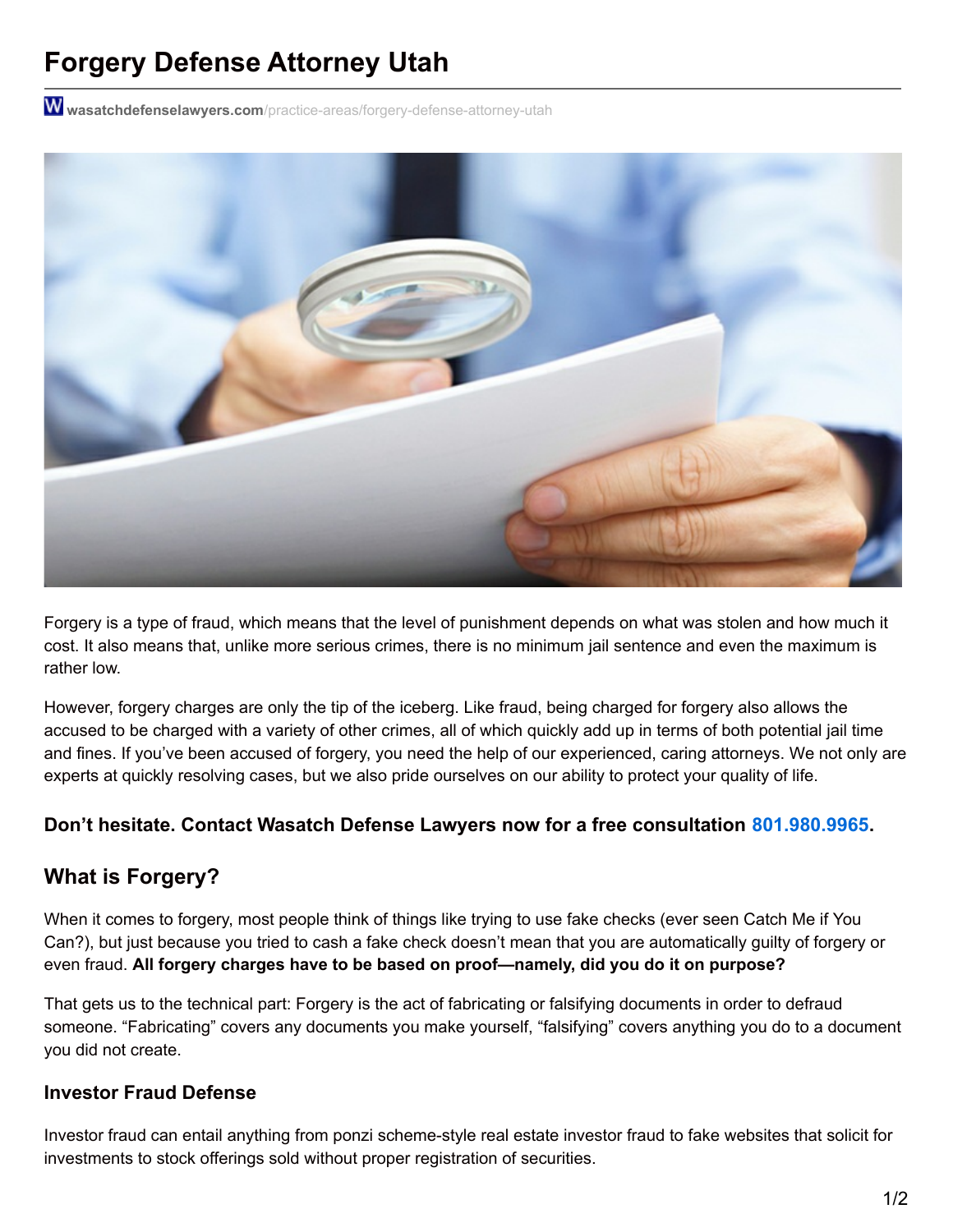# Forgery Defense Attorney Utah

wasatchdefenselawyers.com/practice-areas/forgery-defense-attorney-utah

Forgery is a type of fraud, which means that the level of punishment depends on what was stolen and how much it cost. It also means that, unlike more serious crimes, there is no minimum jail sentence and even the maximum is rather low.

However, forgery charges are only the tip of the iceberg. Like fraud, being charged for forgery also allows the accused to be charged with a variety of other crimes, all of which quickly add up in terms of both potential jail time and fines. If you've been accused of forgery, you need the help of our experienced, caring attorneys. We not only are experts at quickly resolving cases, but we also pride ourselves on our ability to protect your quality of life.

**Don't hesitate. Contact Wasatch Defense Lawyers now for a free consultation 801.980.9965.**

## What is Forgery?

When it comes to forgery, most people think of things like trying to use fake checks (ever seen Catch Me if You Can?), but just because you tried to cash a fake check doesn't mean that you are automatically guilty of forgery or even fraud. **All forgery charges have to be based on proof—namely, did you do it on purpose?**

That gets us to the technical part: Forgery is the act of fabricating or falsifying documents in order to defraud someone. "Fabricating" covers any documents you make yourself, "falsifying" covers anything you do to a document you did not create.

### Investor Fraud Defense

Investor fraud can entail anything from ponzi scheme-style real estate investor fraud to fake websites that solicit for investments to stock offerings sold without proper registration of securities.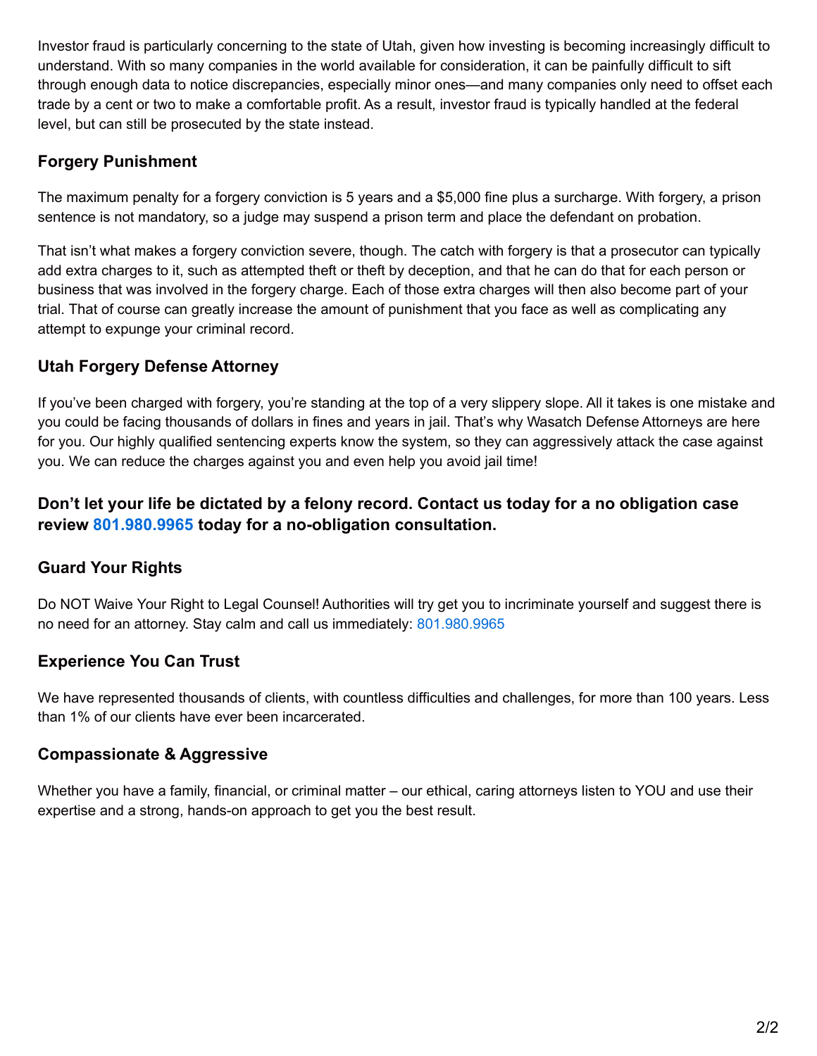Investor fraud is particularly concerning to the state of Utah, given how investing is becoming increasingly difficult to understand. With so many companies in the world available for consideration, it can be painfully difficult to sift through enough data to notice discrepancies, especially minor ones—and many companies only need to offset each trade by a cent or two to make a comfortable profit. As a result, investor fraud is typically handled at the federal level, but can still be prosecuted by the state instead.

### Forgery Punishment

The maximum penalty for a forgery conviction is 5 years and a $5,000 fine plus a surcharge. With forgery, a prison sentence is not mandatory, so a judge may suspend a prison term and place the defendant on probation.

That isn't what makes a forgery conviction severe, though. The catch with forgery is that a prosecutor can typically add extra charges to it, such as attempted theft or theft by deception, and that he can do that for each person or business that was involved in the forgery charge. Each of those extra charges will then also become part of your trial. That of course can greatly increase the amount of punishment that you face as well as complicating any attempt to expunge your criminal record.

### Utah Forgery Defense Attorney

If you've been charged with forgery, you're standing at the top of a very slippery slope. All it takes is one mistake and you could be facing thousands of dollars in fines and years in jail. That's why Wasatch Defense Attorneys are here for you. Our highly qualified sentencing experts know the system, so they can aggressively attack the case against you. We can reduce the charges against you and even help you avoid jail time!

### Don't let your life be dictated by a felony record. Contact us today for a no obligation case review 801.980.9965 today for a no-obligation consultation.

### Guard Your Rights

Do NOT Waive Your Right to Legal Counsel! Authorities will try get you to incriminate yourself and suggest there is no need for an attorney. Stay calm and call us immediately: 801.980.9965

### Experience You Can Trust

We have represented thousands of clients, with countless difficulties and challenges, for more than 100 years. Less than 1% of our clients have ever been incarcerated.

### Compassionate & Aggressive

Whether you have a family, financial, or criminal matter – our ethical, caring attorneys listen to YOU and use their expertise and a strong, hands-on approach to get you the best result.